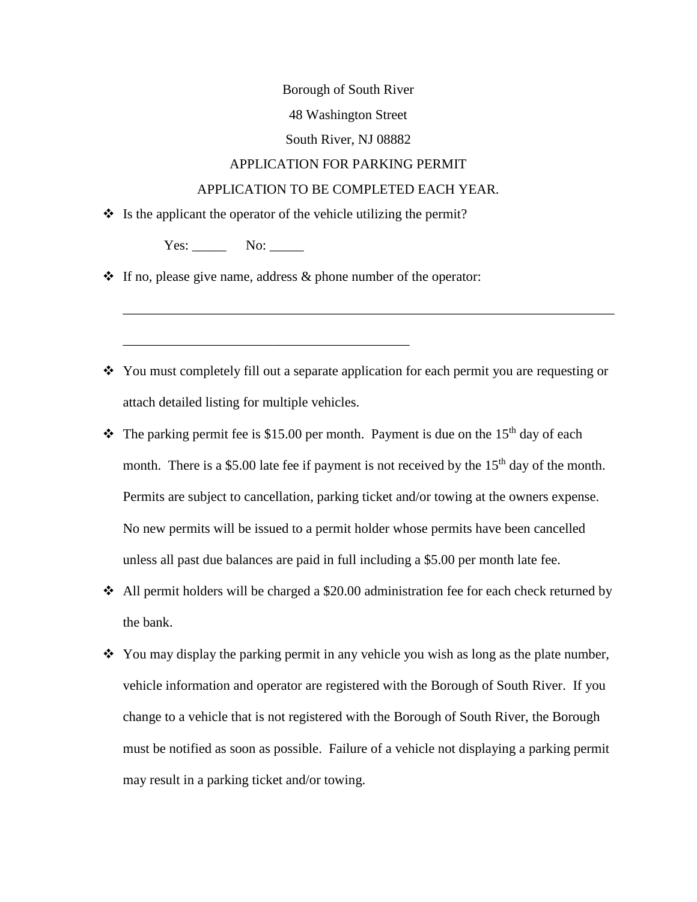Borough of South River

48 Washington Street

South River, NJ 08882

APPLICATION FOR PARKING PERMIT

APPLICATION TO BE COMPLETED EACH YEAR.

- Is the applicant the operator of the vehicle utilizing the permit?

  Yes: _____ No: _____

- If no, please give name, address & phone number of the operator:

  ___________________________________________________________________________

  ___________________________________________

- You must completely fill out a separate application for each permit you are requesting or attach detailed listing for multiple vehicles.
- The parking permit fee is $15.00 per month. Payment is due on the 15th day of each month. There is a $5.00 late fee if payment is not received by the 15th day of the month. Permits are subject to cancellation, parking ticket and/or towing at the owners expense. No new permits will be issued to a permit holder whose permits have been cancelled unless all past due balances are paid in full including a $5.00 per month late fee.
- All permit holders will be charged a $20.00 administration fee for each check returned by the bank.
- You may display the parking permit in any vehicle you wish as long as the plate number, vehicle information and operator are registered with the Borough of South River. If you change to a vehicle that is not registered with the Borough of South River, the Borough must be notified as soon as possible. Failure of a vehicle not displaying a parking permit may result in a parking ticket and/or towing.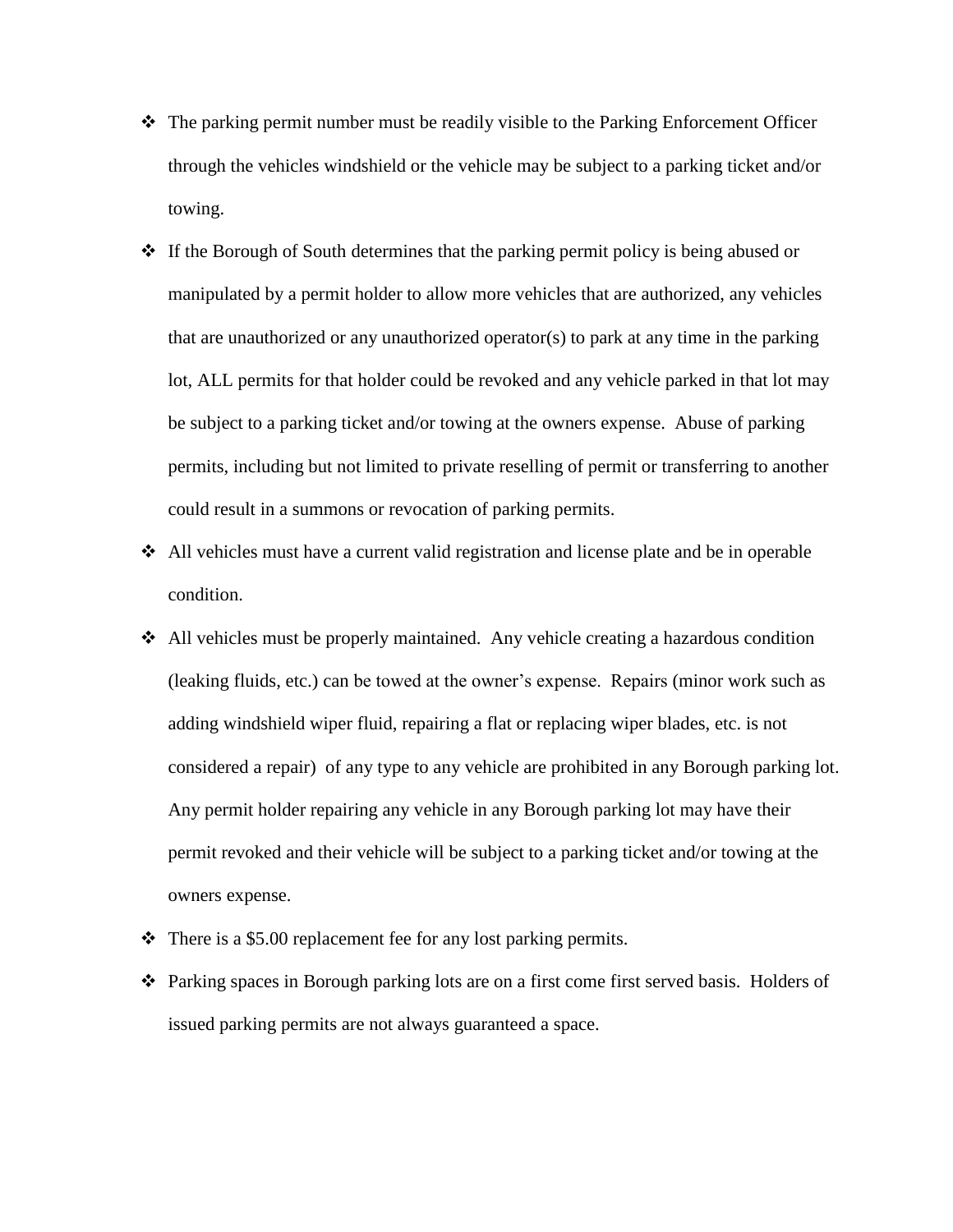- The parking permit number must be readily visible to the Parking Enforcement Officer through the vehicles windshield or the vehicle may be subject to a parking ticket and/or towing.
- If the Borough of South determines that the parking permit policy is being abused or manipulated by a permit holder to allow more vehicles that are authorized, any vehicles that are unauthorized or any unauthorized operator(s) to park at any time in the parking lot, ALL permits for that holder could be revoked and any vehicle parked in that lot may be subject to a parking ticket and/or towing at the owners expense. Abuse of parking permits, including but not limited to private reselling of permit or transferring to another could result in a summons or revocation of parking permits.
- All vehicles must have a current valid registration and license plate and be in operable condition.
- All vehicles must be properly maintained. Any vehicle creating a hazardous condition (leaking fluids, etc.) can be towed at the owner's expense. Repairs (minor work such as adding windshield wiper fluid, repairing a flat or replacing wiper blades, etc. is not considered a repair) of any type to any vehicle are prohibited in any Borough parking lot. Any permit holder repairing any vehicle in any Borough parking lot may have their permit revoked and their vehicle will be subject to a parking ticket and/or towing at the owners expense.
- There is a $5.00 replacement fee for any lost parking permits.
- Parking spaces in Borough parking lots are on a first come first served basis. Holders of issued parking permits are not always guaranteed a space.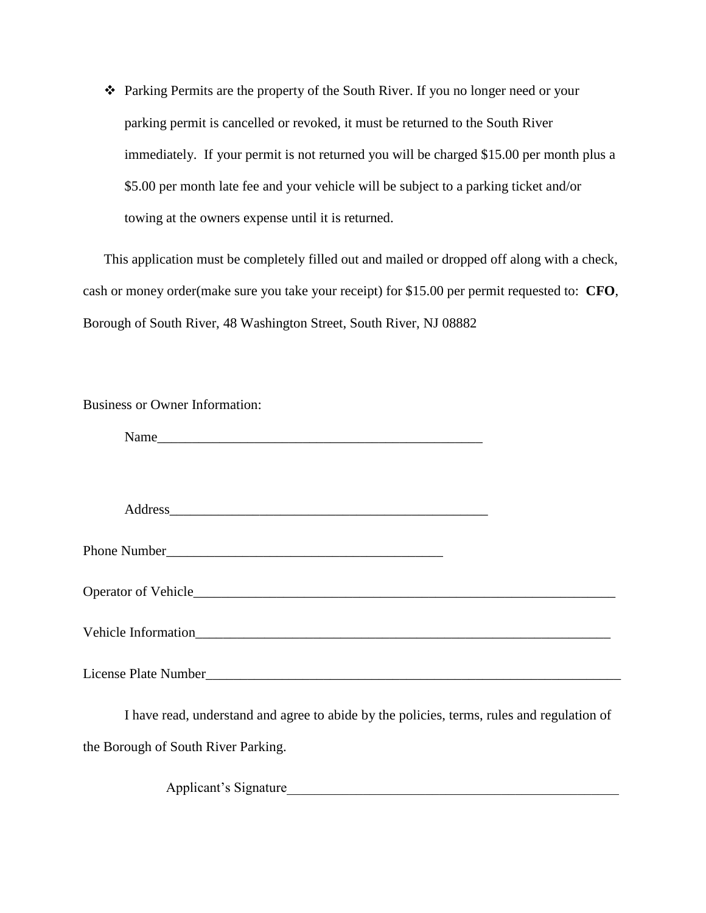- Parking Permits are the property of the South River. If you no longer need or your parking permit is cancelled or revoked, it must be returned to the South River immediately. If your permit is not returned you will be charged $15.00 per month plus a $5.00 per month late fee and your vehicle will be subject to a parking ticket and/or towing at the owners expense until it is returned.

This application must be completely filled out and mailed or dropped off along with a check, cash or money order(make sure you take your receipt) for $15.00 per permit requested to: **CFO**, Borough of South River, 48 Washington Street, South River, NJ 08882

Business or Owner Information:

Name_________________________________________________

Address_______________________________________________

Phone Number__________________________________________

Operator of Vehicle_______________________________________________________________

Vehicle Information______________________________________________________________

License Plate Number______________________________________________________________

I have read, understand and agree to abide by the policies, terms, rules and regulation of the Borough of South River Parking.

Applicant's Signature__________________________________________________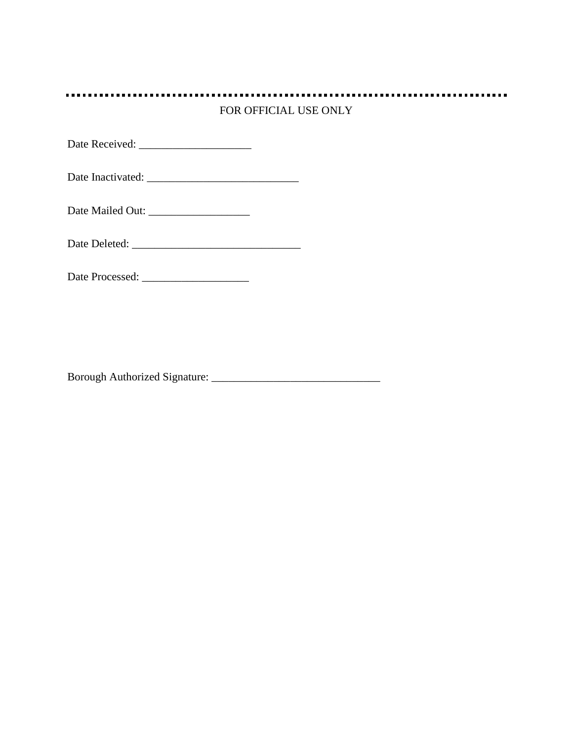---

FOR OFFICIAL USE ONLY

Date Received: ____________________

Date Inactivated: ___________________________

Date Mailed Out: __________________

Date Deleted: ______________________________

Date Processed: ___________________

Borough Authorized Signature: ______________________________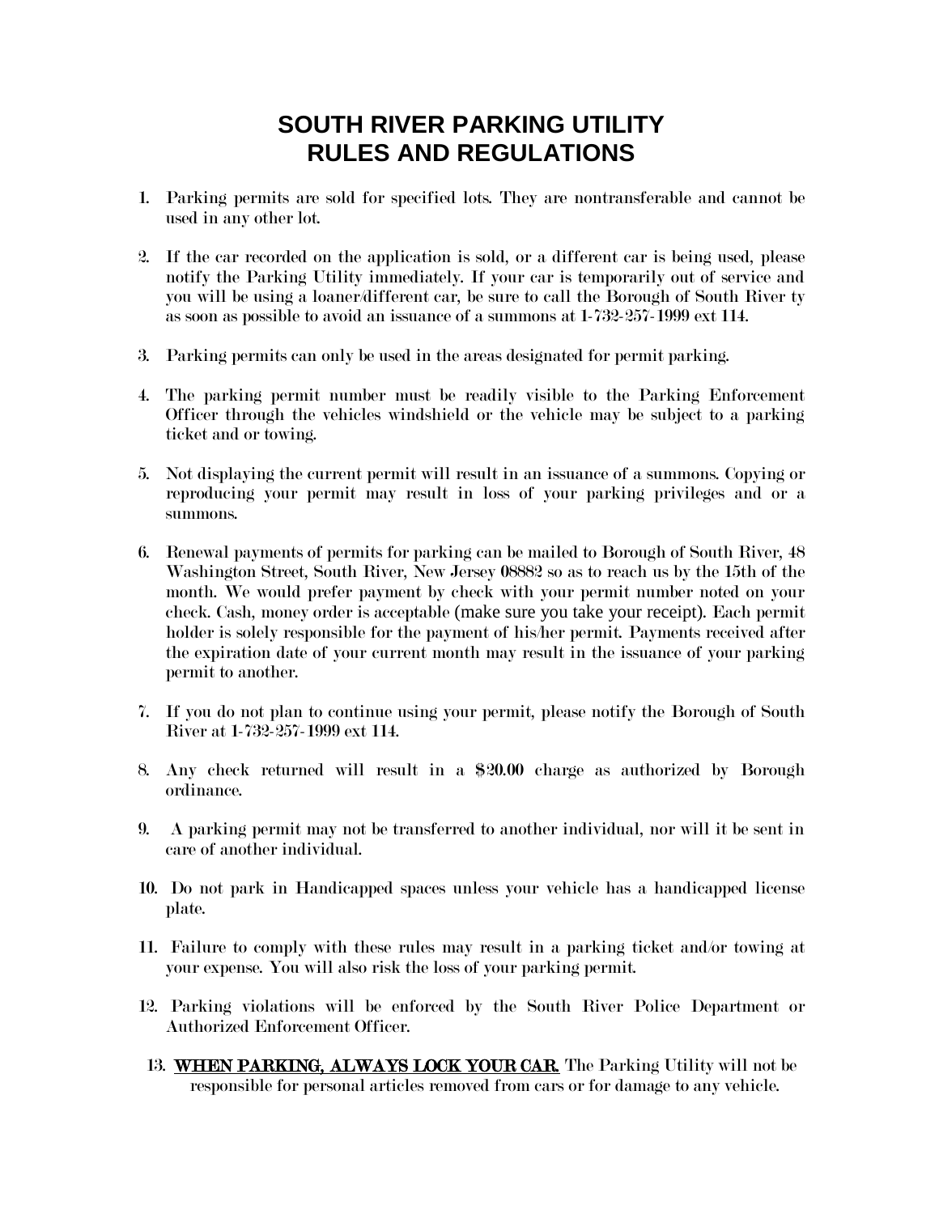# SOUTH RIVER PARKING UTILITY
# RULES AND REGULATIONS

1. Parking permits are sold for specified lots. They are nontransferable and cannot be used in any other lot.

2. If the car recorded on the application is sold, or a different car is being used, please notify the Parking Utility immediately. If your car is temporarily out of service and you will be using a loaner/different car, be sure to call the Borough of South River ty as soon as possible to avoid an issuance of a summons at 1-732-257-1999 ext 114.

3. Parking permits can only be used in the areas designated for permit parking.

4. The parking permit number must be readily visible to the Parking Enforcement Officer through the vehicles windshield or the vehicle may be subject to a parking ticket and or towing.

5. Not displaying the current permit will result in an issuance of a summons. Copying or reproducing your permit may result in loss of your parking privileges and or a summons.

6. Renewal payments of permits for parking can be mailed to Borough of South River, 48 Washington Street, South River, New Jersey 08882 so as to reach us by the 15th of the month. We would prefer payment by check with your permit number noted on your check. Cash, money order is acceptable (make sure you take your receipt). Each permit holder is solely responsible for the payment of his/her permit. Payments received after the expiration date of your current month may result in the issuance of your parking permit to another.

7. If you do not plan to continue using your permit, please notify the Borough of South River at 1-732-257-1999 ext 114.

8. Any check returned will result in a $20.00 charge as authorized by Borough ordinance.

9. A parking permit may not be transferred to another individual, nor will it be sent in care of another individual.

10. Do not park in Handicapped spaces unless your vehicle has a handicapped license plate.

11. Failure to comply with these rules may result in a parking ticket and/or towing at your expense. You will also risk the loss of your parking permit.

12. Parking violations will be enforced by the South River Police Department or Authorized Enforcement Officer.

13. **WHEN PARKING, ALWAYS LOCK YOUR CAR.** The Parking Utility will not be responsible for personal articles removed from cars or for damage to any vehicle.